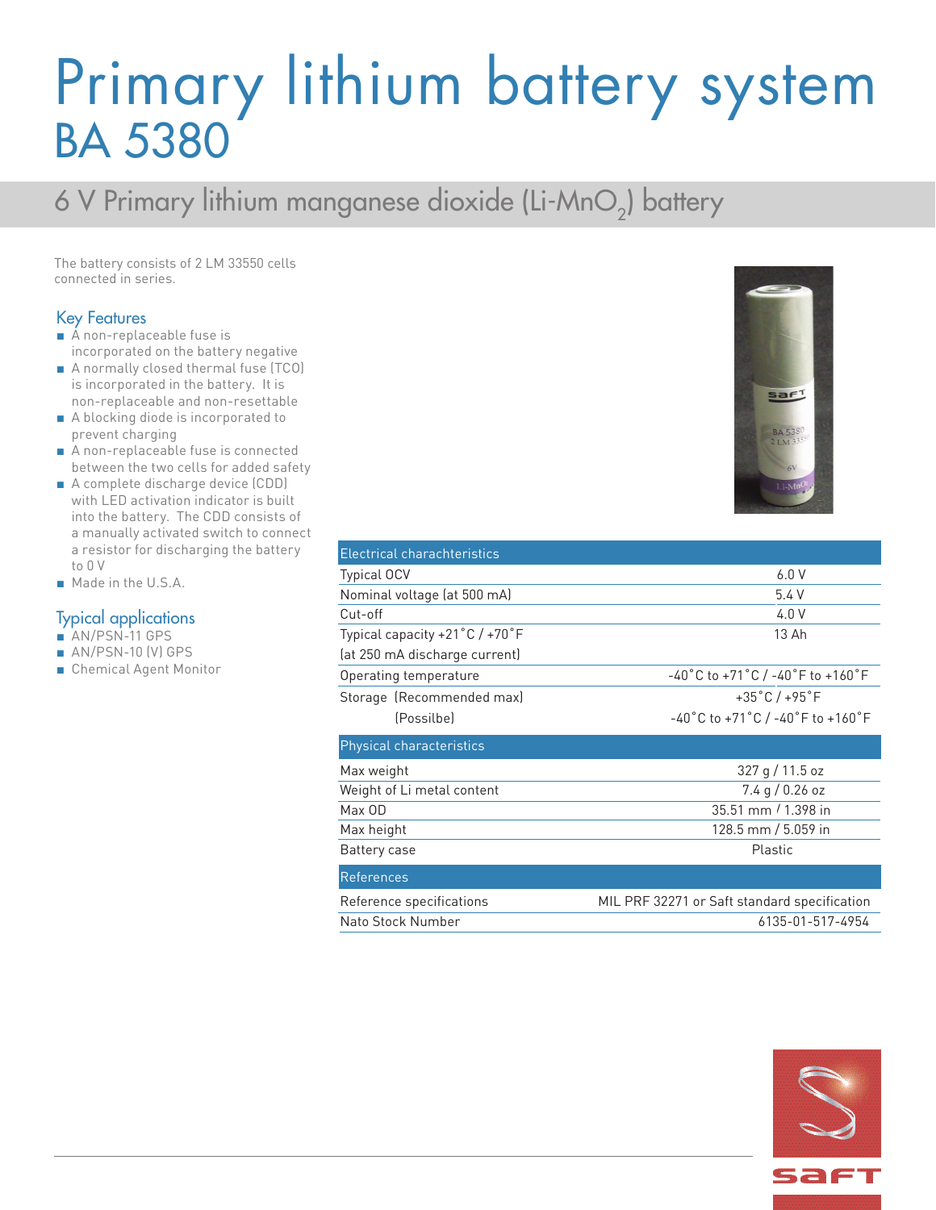# Primary lithium battery system
# BA 5380

## 6 V Primary lithium manganese dioxide (Li-$MnO_2$) battery

The battery consists of 2 LM 33550 cells connected in series.

### Key Features

- A non-replaceable fuse is incorporated on the battery negative
- A normally closed thermal fuse (TCO) is incorporated in the battery. It is non-replaceable and non-resettable
- A blocking diode is incorporated to prevent charging
- A non-replaceable fuse is connected between the two cells for added safety
- A complete discharge device (CDD) with LED activation indicator is built into the battery. The CDD consists of a manually activated switch to connect a resistor for discharging the battery to 0 V
- Made in the U.S.A.

### Typical applications

- AN/PSN-11 GPS
- AN/PSN-10 (V) GPS
- Chemical Agent Monitor

| Electrical charachteristics | |
|---|---|
| Typical OCV | 6.0 V |
| Nominal voltage (at 500 mA) | 5.4 V |
| Cut-off | 4.0 V |
| Typical capacity +21˚C / +70˚F (at 250 mA discharge current) | 13 Ah |
| Operating temperature | -40˚C to +71˚C / -40˚F to +160˚F |
| Storage (Recommended max) | +35˚C / +95˚F |
| (Possilbe) | -40˚C to +71˚C / -40˚F to +160˚F |

| Physical characteristics | |
|---|---|
| Max weight | 327 g / 11.5 oz |
| Weight of Li metal content | 7.4 g / 0.26 oz |
| Max OD | 35.51 mm / 1.398 in |
| Max height | 128.5 mm / 5.059 in |
| Battery case | Plastic |

| References | |
|---|---|
| Reference specifications | MIL PRF 32271 or Saft standard specification |
| Nato Stock Number | 6135-01-517-4954 |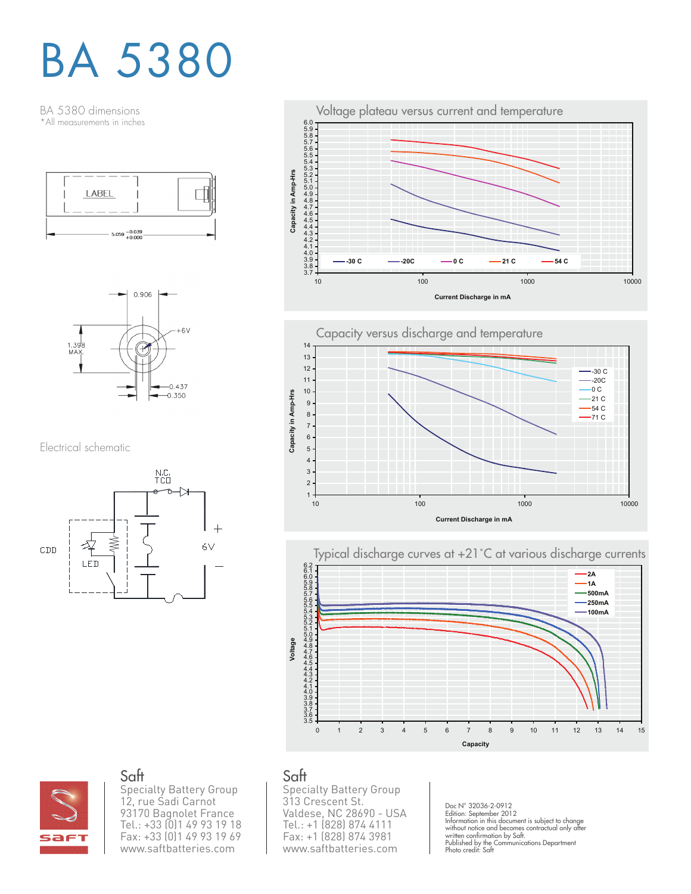# BA 5380

BA 5380 dimensions
*All measurements in inches

LABEL

5.059 −0.039 +0.000

0.906

+6V

1.398 MAX.

0.437
0.350

Electrical schematic

N.C. TCO

CDD

LED

+

6V

−

## Voltage plateau versus current and temperature

Capacity in Amp-Hrs

6.0 5.9 5.8 5.7 5.6 5.5 5.4 5.3 5.2 5.1 5.0 4.9 4.8 4.7 4.6 4.5 4.4 4.3 4.2 4.1 4.0 3.9 3.8 3.7

10 100 1000 10000

Current Discharge in mA

-30 C
-20C
0 C
21 C
54 C

## Capacity versus discharge and temperature

Capacity in Amp-Hrs

14 13 12 11 10 9 8 7 6 5 4 3 2 1

10 100 1000 10000

Current Discharge in mA

-30 C
-20C
0 C
21 C
54 C
71 C

## Typical discharge curves at +21°C at various discharge currents

Voltage

6.2 6.1 6.0 5.9 5.8 5.7 5.6 5.5 5.4 5.3 5.2 5.1 5.0 4.9 4.8 4.7 4.6 4.5 4.4 4.3 4.2 4.1 4.0 3.9 3.8 3.7 3.6 3.5

0 1 2 3 4 5 6 7 8 9 10 11 12 13 14 15

Capacity

2A
1A
500mA
250mA
100mA

Saft
Specialty Battery Group
12, rue Sadi Carnot
93170 Bagnolet France
Tel.: +33 (0)1 49 93 19 18
Fax: +33 (0)1 49 93 19 69
www.saftbatteries.com

Saft
Specialty Battery Group
313 Crescent St.
Valdese, NC 28690 - USA
Tel.: +1 (828) 874 4111
Fax: +1 (828) 874 3981
www.saftbatteries.com

Doc N° 32036-2-0912
Edition: September 2012
Information in this document is subject to change without notice and becomes contractual only after written confirmation by Saft.
Published by the Communications Department
Photo credit: Saft